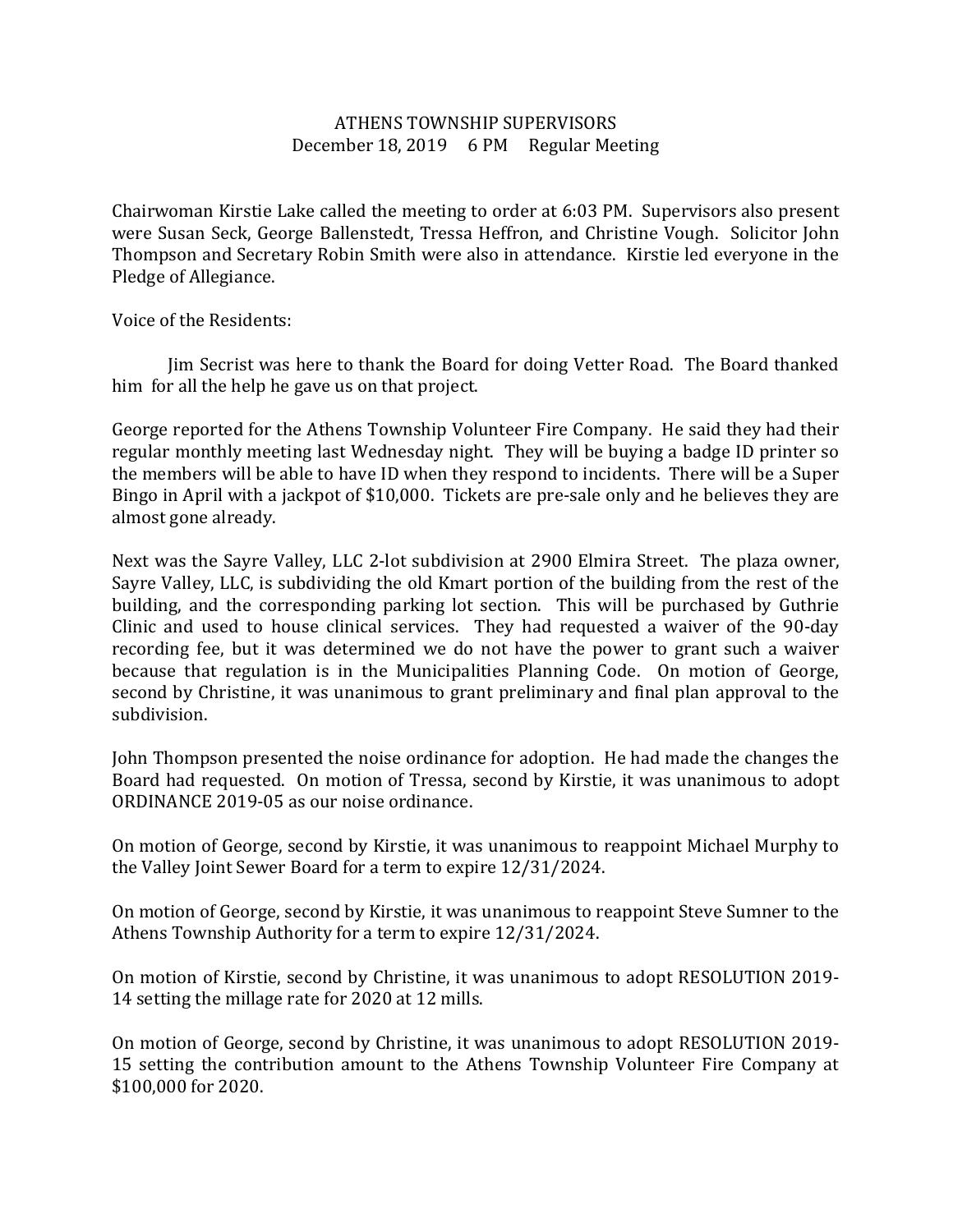# ATHENS TOWNSHIP SUPERVISORS
December 18, 2019     6 PM     Regular Meeting

Chairwoman Kirstie Lake called the meeting to order at 6:03 PM. Supervisors also present were Susan Seck, George Ballenstedt, Tressa Heffron, and Christine Vough. Solicitor John Thompson and Secretary Robin Smith were also in attendance. Kirstie led everyone in the Pledge of Allegiance.

Voice of the Residents:

Jim Secrist was here to thank the Board for doing Vetter Road. The Board thanked him for all the help he gave us on that project.

George reported for the Athens Township Volunteer Fire Company. He said they had their regular monthly meeting last Wednesday night. They will be buying a badge ID printer so the members will be able to have ID when they respond to incidents. There will be a Super Bingo in April with a jackpot of $10,000. Tickets are pre-sale only and he believes they are almost gone already.

Next was the Sayre Valley, LLC 2-lot subdivision at 2900 Elmira Street. The plaza owner, Sayre Valley, LLC, is subdividing the old Kmart portion of the building from the rest of the building, and the corresponding parking lot section. This will be purchased by Guthrie Clinic and used to house clinical services. They had requested a waiver of the 90-day recording fee, but it was determined we do not have the power to grant such a waiver because that regulation is in the Municipalities Planning Code. On motion of George, second by Christine, it was unanimous to grant preliminary and final plan approval to the subdivision.

John Thompson presented the noise ordinance for adoption. He had made the changes the Board had requested. On motion of Tressa, second by Kirstie, it was unanimous to adopt ORDINANCE 2019-05 as our noise ordinance.

On motion of George, second by Kirstie, it was unanimous to reappoint Michael Murphy to the Valley Joint Sewer Board for a term to expire 12/31/2024.

On motion of George, second by Kirstie, it was unanimous to reappoint Steve Sumner to the Athens Township Authority for a term to expire 12/31/2024.

On motion of Kirstie, second by Christine, it was unanimous to adopt RESOLUTION 2019-14 setting the millage rate for 2020 at 12 mills.

On motion of George, second by Christine, it was unanimous to adopt RESOLUTION 2019-15 setting the contribution amount to the Athens Township Volunteer Fire Company at $100,000 for 2020.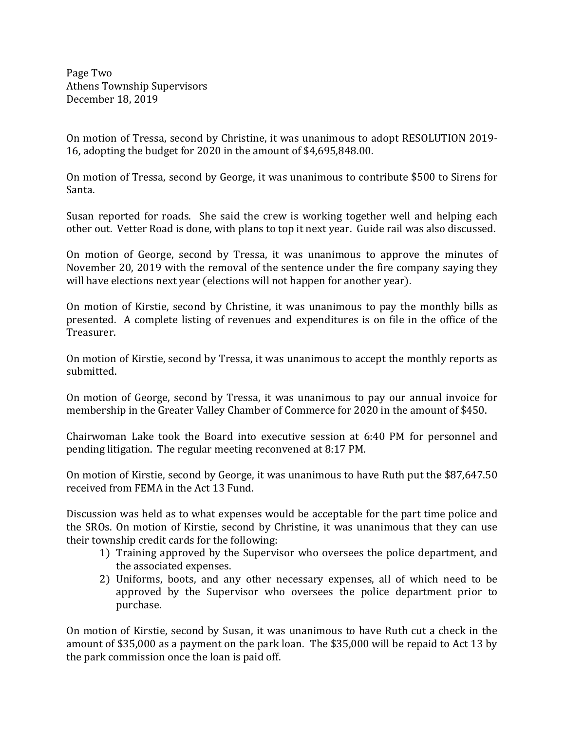On motion of Tressa, second by Christine, it was unanimous to adopt RESOLUTION 2019-16, adopting the budget for 2020 in the amount of $4,695,848.00.

On motion of Tressa, second by George, it was unanimous to contribute $500 to Sirens for Santa.

Susan reported for roads. She said the crew is working together well and helping each other out. Vetter Road is done, with plans to top it next year. Guide rail was also discussed.

On motion of George, second by Tressa, it was unanimous to approve the minutes of November 20, 2019 with the removal of the sentence under the fire company saying they will have elections next year (elections will not happen for another year).

On motion of Kirstie, second by Christine, it was unanimous to pay the monthly bills as presented. A complete listing of revenues and expenditures is on file in the office of the Treasurer.

On motion of Kirstie, second by Tressa, it was unanimous to accept the monthly reports as submitted.

On motion of George, second by Tressa, it was unanimous to pay our annual invoice for membership in the Greater Valley Chamber of Commerce for 2020 in the amount of $450.

Chairwoman Lake took the Board into executive session at 6:40 PM for personnel and pending litigation. The regular meeting reconvened at 8:17 PM.

On motion of Kirstie, second by George, it was unanimous to have Ruth put the $87,647.50 received from FEMA in the Act 13 Fund.

Discussion was held as to what expenses would be acceptable for the part time police and the SROs. On motion of Kirstie, second by Christine, it was unanimous that they can use their township credit cards for the following:

1) Training approved by the Supervisor who oversees the police department, and the associated expenses.
2) Uniforms, boots, and any other necessary expenses, all of which need to be approved by the Supervisor who oversees the police department prior to purchase.

On motion of Kirstie, second by Susan, it was unanimous to have Ruth cut a check in the amount of $35,000 as a payment on the park loan. The $35,000 will be repaid to Act 13 by the park commission once the loan is paid off.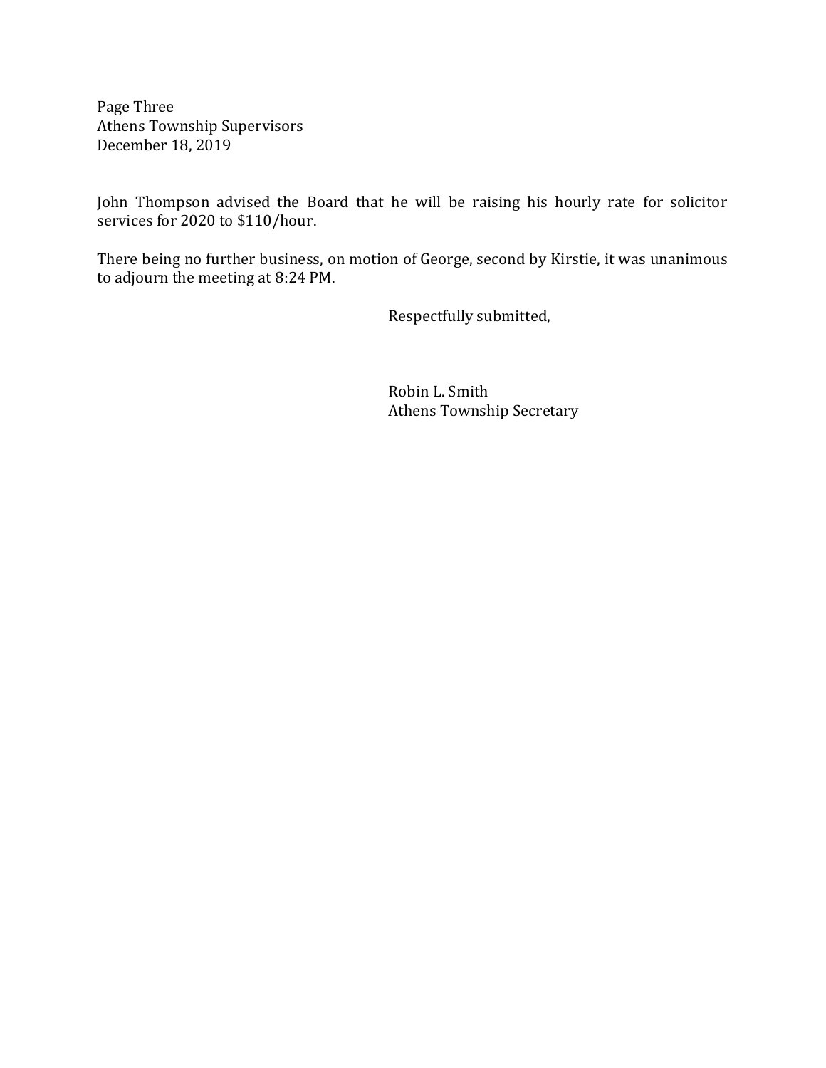John Thompson advised the Board that he will be raising his hourly rate for solicitor services for 2020 to $110/hour.

There being no further business, on motion of George, second by Kirstie, it was unanimous to adjourn the meeting at 8:24 PM.

Respectfully submitted,

Robin L. Smith
Athens Township Secretary